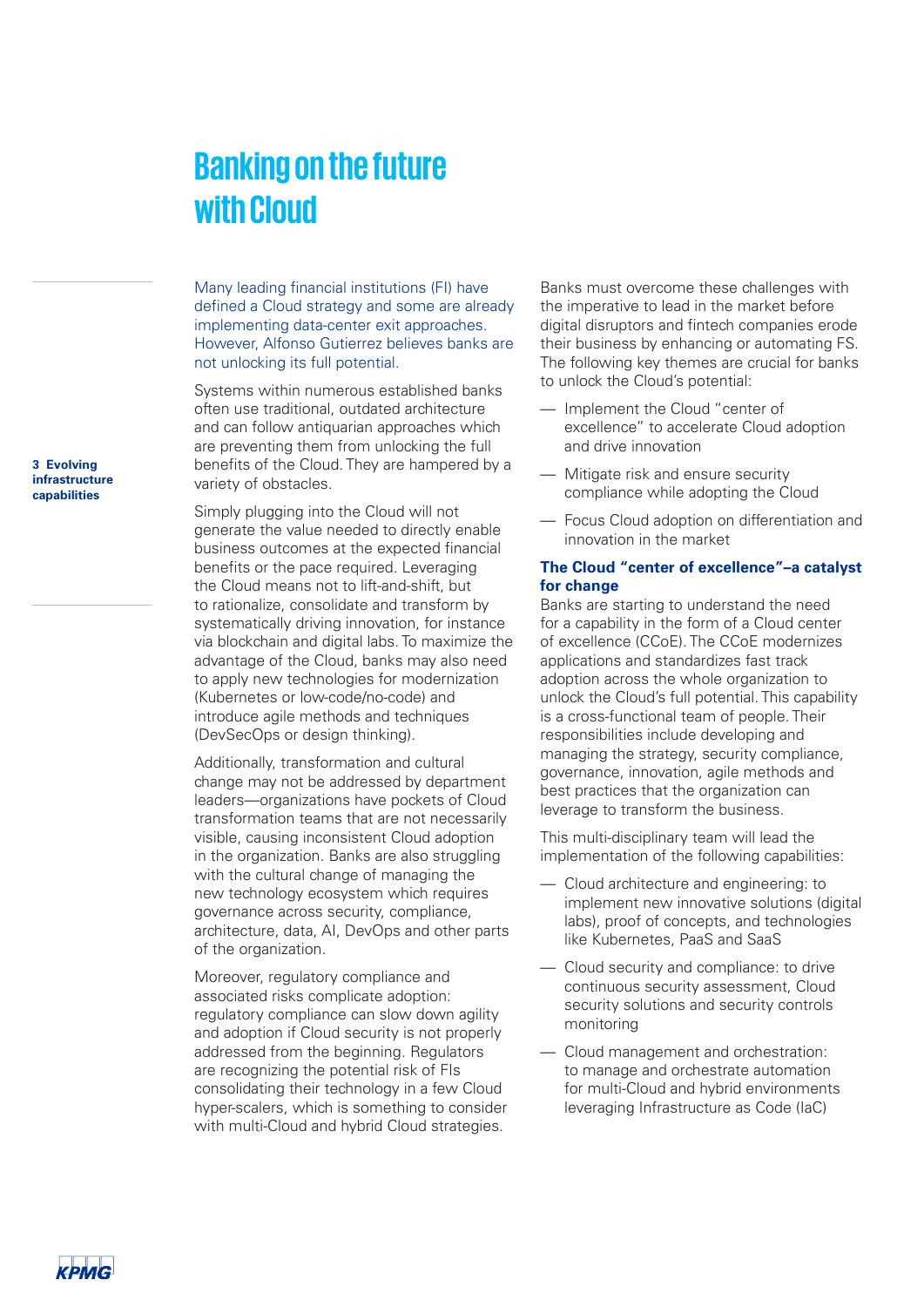# Banking on the future with Cloud

Many leading financial institutions (FI) have defined a Cloud strategy and some are already implementing data-center exit approaches. However, Alfonso Gutierrez believes banks are not unlocking its full potential.

Systems within numerous established banks often use traditional, outdated architecture and can follow antiquarian approaches which are preventing them from unlocking the full benefits of the Cloud. They are hampered by a variety of obstacles.

Simply plugging into the Cloud will not generate the value needed to directly enable business outcomes at the expected financial benefits or the pace required. Leveraging the Cloud means not to lift-and-shift, but to rationalize, consolidate and transform by systematically driving innovation, for instance via blockchain and digital labs. To maximize the advantage of the Cloud, banks may also need to apply new technologies for modernization (Kubernetes or low-code/no-code) and introduce agile methods and techniques (DevSecOps or design thinking).

Additionally, transformation and cultural change may not be addressed by department leaders—organizations have pockets of Cloud transformation teams that are not necessarily visible, causing inconsistent Cloud adoption in the organization. Banks are also struggling with the cultural change of managing the new technology ecosystem which requires governance across security, compliance, architecture, data, AI, DevOps and other parts of the organization.

Moreover, regulatory compliance and associated risks complicate adoption: regulatory compliance can slow down agility and adoption if Cloud security is not properly addressed from the beginning. Regulators are recognizing the potential risk of FIs consolidating their technology in a few Cloud hyper-scalers, which is something to consider with multi-Cloud and hybrid Cloud strategies.

Banks must overcome these challenges with the imperative to lead in the market before digital disruptors and fintech companies erode their business by enhancing or automating FS. The following key themes are crucial for banks to unlock the Cloud's potential:

- Implement the Cloud "center of excellence" to accelerate Cloud adoption and drive innovation
- Mitigate risk and ensure security compliance while adopting the Cloud
- Focus Cloud adoption on differentiation and innovation in the market

## The Cloud "center of excellence"–a catalyst for change

Banks are starting to understand the need for a capability in the form of a Cloud center of excellence (CCoE). The CCoE modernizes applications and standardizes fast track adoption across the whole organization to unlock the Cloud's full potential. This capability is a cross-functional team of people. Their responsibilities include developing and managing the strategy, security compliance, governance, innovation, agile methods and best practices that the organization can leverage to transform the business.

This multi-disciplinary team will lead the implementation of the following capabilities:

- Cloud architecture and engineering: to implement new innovative solutions (digital labs), proof of concepts, and technologies like Kubernetes, PaaS and SaaS
- Cloud security and compliance: to drive continuous security assessment, Cloud security solutions and security controls monitoring
- Cloud management and orchestration: to manage and orchestrate automation for multi-Cloud and hybrid environments leveraging Infrastructure as Code (IaC)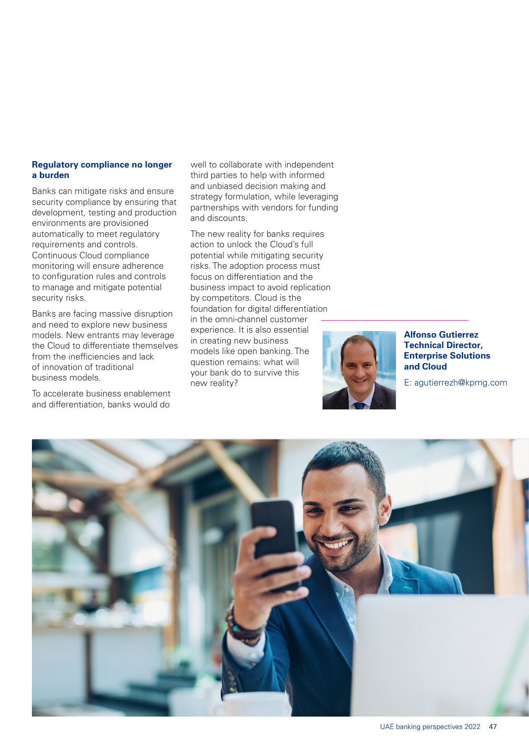## Regulatory compliance no longer a burden

Banks can mitigate risks and ensure security compliance by ensuring that development, testing and production environments are provisioned automatically to meet regulatory requirements and controls. Continuous Cloud compliance monitoring will ensure adherence to configuration rules and controls to manage and mitigate potential security risks.

Banks are facing massive disruption and need to explore new business models. New entrants may leverage the Cloud to differentiate themselves from the inefficiencies and lack of innovation of traditional business models.

To accelerate business enablement and differentiation, banks would do well to collaborate with independent third parties to help with informed and unbiased decision making and strategy formulation, while leveraging partnerships with vendors for funding and discounts.

The new reality for banks requires action to unlock the Cloud's full potential while mitigating security risks. The adoption process must focus on differentiation and the business impact to avoid replication by competitors. Cloud is the foundation for digital differentiation in the omni-channel customer experience. It is also essential in creating new business models like open banking. The question remains: what will your bank do to survive this new reality?

**Alfonso Gutierrez**
**Technical Director, Enterprise Solutions and Cloud**

E: agutierrezh@kpmg.com